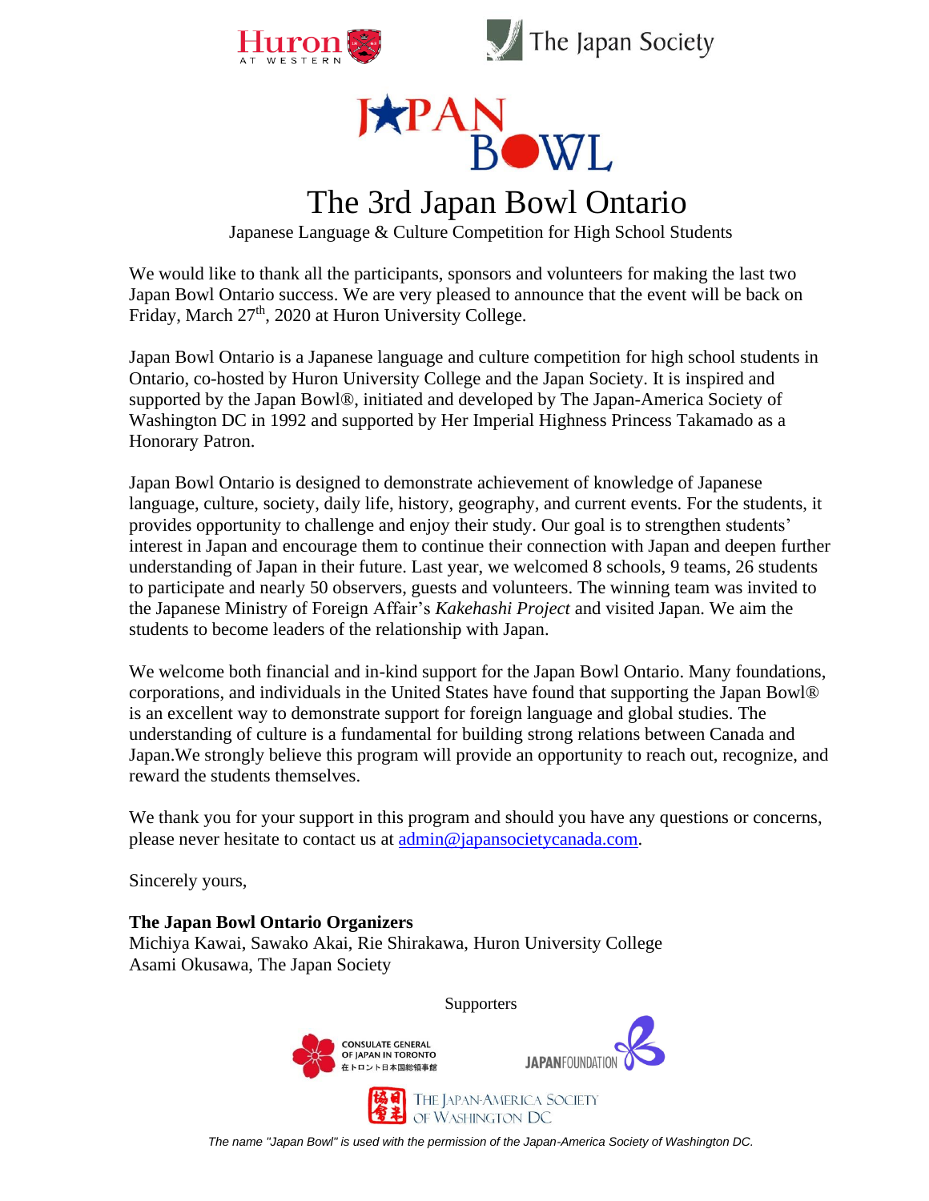Huron AT WESTERN

The Japan Society

JAPAN BOWL

# The 3rd Japan Bowl Ontario

Japanese Language & Culture Competition for High School Students

We would like to thank all the participants, sponsors and volunteers for making the last two Japan Bowl Ontario success. We are very pleased to announce that the event will be back on Friday, March 27th, 2020 at Huron University College.

Japan Bowl Ontario is a Japanese language and culture competition for high school students in Ontario, co-hosted by Huron University College and the Japan Society. It is inspired and supported by the Japan Bowl®, initiated and developed by The Japan-America Society of Washington DC in 1992 and supported by Her Imperial Highness Princess Takamado as a Honorary Patron.

Japan Bowl Ontario is designed to demonstrate achievement of knowledge of Japanese language, culture, society, daily life, history, geography, and current events. For the students, it provides opportunity to challenge and enjoy their study. Our goal is to strengthen students' interest in Japan and encourage them to continue their connection with Japan and deepen further understanding of Japan in their future. Last year, we welcomed 8 schools, 9 teams, 26 students to participate and nearly 50 observers, guests and volunteers. The winning team was invited to the Japanese Ministry of Foreign Affair's *Kakehashi Project* and visited Japan. We aim the students to become leaders of the relationship with Japan.

We welcome both financial and in-kind support for the Japan Bowl Ontario. Many foundations, corporations, and individuals in the United States have found that supporting the Japan Bowl® is an excellent way to demonstrate support for foreign language and global studies. The understanding of culture is a fundamental for building strong relations between Canada and Japan.We strongly believe this program will provide an opportunity to reach out, recognize, and reward the students themselves.

We thank you for your support in this program and should you have any questions or concerns, please never hesitate to contact us at admin@japansocietycanada.com.

Sincerely yours,

**The Japan Bowl Ontario Organizers**
Michiya Kawai, Sawako Akai, Rie Shirakawa, Huron University College
Asami Okusawa, The Japan Society

Supporters

CONSULATE GENERAL OF JAPAN IN TORONTO 在トロント日本国総領事館

JAPANFOUNDATION

THE JAPAN-AMERICA SOCIETY OF WASHINGTON DC

*The name "Japan Bowl" is used with the permission of the Japan-America Society of Washington DC.*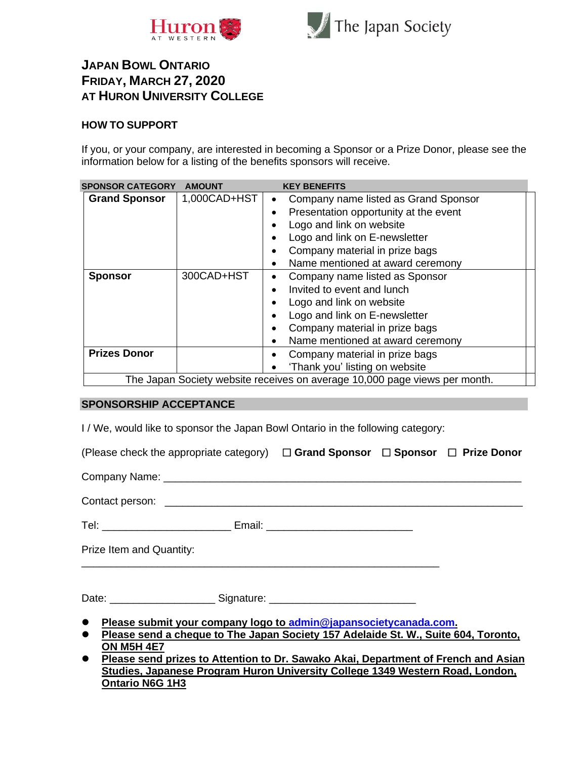# Japan Bowl Ontario
# Friday, March 27, 2020
# at Huron University College

## HOW TO SUPPORT

If you, or your company, are interested in becoming a Sponsor or a Prize Donor, please see the information below for a listing of the benefits sponsors will receive.

| SPONSOR CATEGORY | AMOUNT | KEY BENEFITS |
|---|---|---|
| **Grand Sponsor** | 1,000CAD+HST | • Company name listed as Grand Sponsor<br>• Presentation opportunity at the event<br>• Logo and link on website<br>• Logo and link on E-newsletter<br>• Company material in prize bags<br>• Name mentioned at award ceremony |
| **Sponsor** | 300CAD+HST | • Company name listed as Sponsor<br>• Invited to event and lunch<br>• Logo and link on website<br>• Logo and link on E-newsletter<br>• Company material in prize bags<br>• Name mentioned at award ceremony |
| **Prizes Donor** | | • Company material in prize bags<br>• 'Thank you' listing on website |
| The Japan Society website receives on average 10,000 page views per month. | | |

## SPONSORSHIP ACCEPTANCE

I / We, would like to sponsor the Japan Bowl Ontario in the following category:

(Please check the appropriate category) ☐ **Grand Sponsor** ☐ **Sponsor** ☐ **Prize Donor**

Company Name: ____________________________________________________________

Contact person: ____________________________________________________________

Tel: ______________________ Email: _________________________

Prize Item and Quantity:

_______________________________________________________________

Date: __________________ Signature: _________________________

- **Please submit your company logo to admin@japansocietycanada.com.**
- **Please send a cheque to The Japan Society 157 Adelaide St. W., Suite 604, Toronto, ON M5H 4E7**
- **Please send prizes to Attention to Dr. Sawako Akai, Department of French and Asian Studies, Japanese Program Huron University College 1349 Western Road, London, Ontario N6G 1H3**